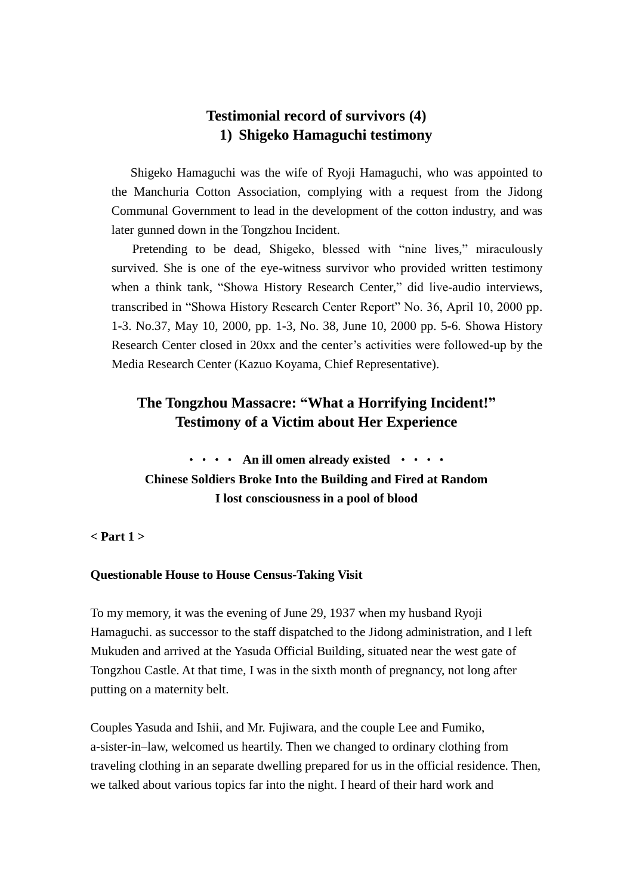# Testimonial record of survivors (4)

## 1) Shigeko Hamaguchi testimony

Shigeko Hamaguchi was the wife of Ryoji Hamaguchi, who was appointed to the Manchuria Cotton Association, complying with a request from the Jidong Communal Government to lead in the development of the cotton industry, and was later gunned down in the Tongzhou Incident.

Pretending to be dead, Shigeko, blessed with "nine lives," miraculously survived. She is one of the eye-witness survivor who provided written testimony when a think tank, "Showa History Research Center," did live-audio interviews, transcribed in "Showa History Research Center Report" No. 36, April 10, 2000 pp. 1-3. No.37, May 10, 2000, pp. 1-3, No. 38, June 10, 2000 pp. 5-6. Showa History Research Center closed in 20xx and the center's activities were followed-up by the Media Research Center (Kazuo Koyama, Chief Representative).

## The Tongzhou Massacre: "What a Horrifying Incident!" Testimony of a Victim about Her Experience

**・・・・ An ill omen already existed ・・・・**

**Chinese Soldiers Broke Into the Building and Fired at Random**

**I lost consciousness in a pool of blood**

**< Part 1 >**

**Questionable House to House Census-Taking Visit**

To my memory, it was the evening of June 29, 1937 when my husband Ryoji Hamaguchi. as successor to the staff dispatched to the Jidong administration, and I left Mukuden and arrived at the Yasuda Official Building, situated near the west gate of Tongzhou Castle. At that time, I was in the sixth month of pregnancy, not long after putting on a maternity belt.

Couples Yasuda and Ishii, and Mr. Fujiwara, and the couple Lee and Fumiko, a-sister-in–law, welcomed us heartily. Then we changed to ordinary clothing from traveling clothing in an separate dwelling prepared for us in the official residence. Then, we talked about various topics far into the night. I heard of their hard work and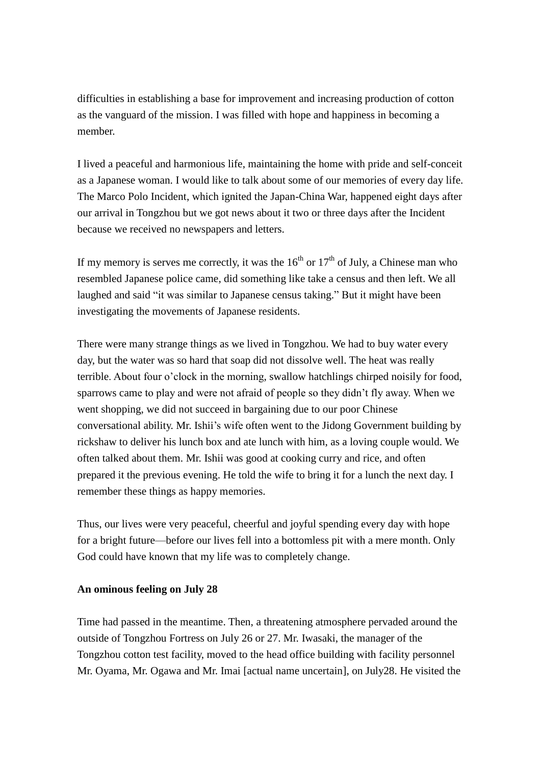difficulties in establishing a base for improvement and increasing production of cotton as the vanguard of the mission. I was filled with hope and happiness in becoming a member.

I lived a peaceful and harmonious life, maintaining the home with pride and self-conceit as a Japanese woman. I would like to talk about some of our memories of every day life. The Marco Polo Incident, which ignited the Japan-China War, happened eight days after our arrival in Tongzhou but we got news about it two or three days after the Incident because we received no newspapers and letters.

If my memory is serves me correctly, it was the 16th or 17th of July, a Chinese man who resembled Japanese police came, did something like take a census and then left. We all laughed and said "it was similar to Japanese census taking." But it might have been investigating the movements of Japanese residents.

There were many strange things as we lived in Tongzhou. We had to buy water every day, but the water was so hard that soap did not dissolve well. The heat was really terrible. About four o'clock in the morning, swallow hatchlings chirped noisily for food, sparrows came to play and were not afraid of people so they didn't fly away. When we went shopping, we did not succeed in bargaining due to our poor Chinese conversational ability. Mr. Ishii's wife often went to the Jidong Government building by rickshaw to deliver his lunch box and ate lunch with him, as a loving couple would. We often talked about them. Mr. Ishii was good at cooking curry and rice, and often prepared it the previous evening. He told the wife to bring it for a lunch the next day. I remember these things as happy memories.

Thus, our lives were very peaceful, cheerful and joyful spending every day with hope for a bright future—before our lives fell into a bottomless pit with a mere month. Only God could have known that my life was to completely change.

**An ominous feeling on July 28**

Time had passed in the meantime. Then, a threatening atmosphere pervaded around the outside of Tongzhou Fortress on July 26 or 27. Mr. Iwasaki, the manager of the Tongzhou cotton test facility, moved to the head office building with facility personnel Mr. Oyama, Mr. Ogawa and Mr. Imai [actual name uncertain], on July28. He visited the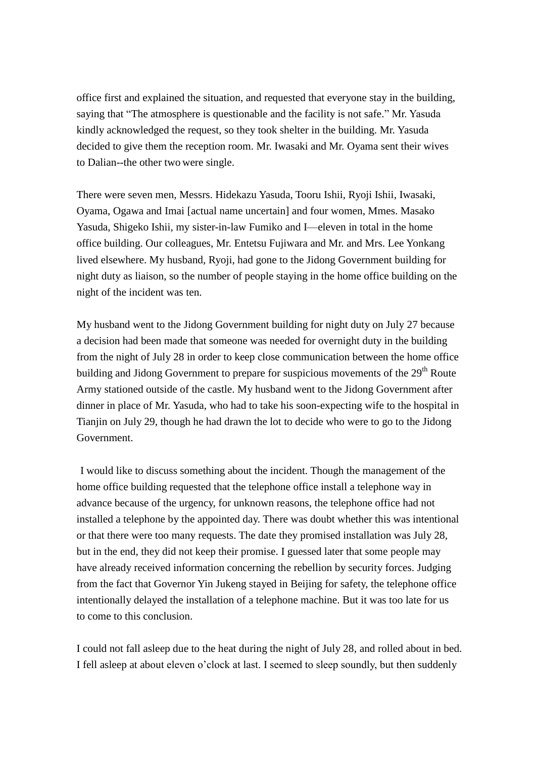office first and explained the situation, and requested that everyone stay in the building, saying that "The atmosphere is questionable and the facility is not safe." Mr. Yasuda kindly acknowledged the request, so they took shelter in the building. Mr. Yasuda decided to give them the reception room. Mr. Iwasaki and Mr. Oyama sent their wives to Dalian--the other two were single.

There were seven men, Messrs. Hidekazu Yasuda, Tooru Ishii, Ryoji Ishii, Iwasaki, Oyama, Ogawa and Imai [actual name uncertain] and four women, Mmes. Masako Yasuda, Shigeko Ishii, my sister-in-law Fumiko and I—eleven in total in the home office building. Our colleagues, Mr. Entetsu Fujiwara and Mr. and Mrs. Lee Yonkang lived elsewhere. My husband, Ryoji, had gone to the Jidong Government building for night duty as liaison, so the number of people staying in the home office building on the night of the incident was ten.

My husband went to the Jidong Government building for night duty on July 27 because a decision had been made that someone was needed for overnight duty in the building from the night of July 28 in order to keep close communication between the home office building and Jidong Government to prepare for suspicious movements of the 29th Route Army stationed outside of the castle. My husband went to the Jidong Government after dinner in place of Mr. Yasuda, who had to take his soon-expecting wife to the hospital in Tianjin on July 29, though he had drawn the lot to decide who were to go to the Jidong Government.

I would like to discuss something about the incident. Though the management of the home office building requested that the telephone office install a telephone way in advance because of the urgency, for unknown reasons, the telephone office had not installed a telephone by the appointed day. There was doubt whether this was intentional or that there were too many requests. The date they promised installation was July 28, but in the end, they did not keep their promise. I guessed later that some people may have already received information concerning the rebellion by security forces. Judging from the fact that Governor Yin Jukeng stayed in Beijing for safety, the telephone office intentionally delayed the installation of a telephone machine. But it was too late for us to come to this conclusion.

I could not fall asleep due to the heat during the night of July 28, and rolled about in bed. I fell asleep at about eleven o'clock at last. I seemed to sleep soundly, but then suddenly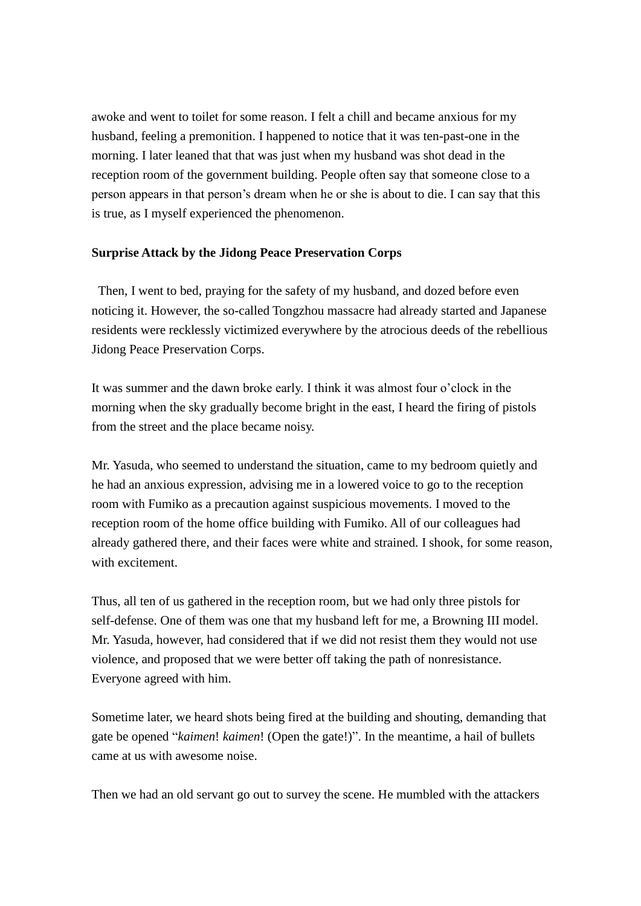awoke and went to toilet for some reason. I felt a chill and became anxious for my husband, feeling a premonition. I happened to notice that it was ten-past-one in the morning. I later leaned that that was just when my husband was shot dead in the reception room of the government building. People often say that someone close to a person appears in that person's dream when he or she is about to die. I can say that this is true, as I myself experienced the phenomenon.

**Surprise Attack by the Jidong Peace Preservation Corps**

Then, I went to bed, praying for the safety of my husband, and dozed before even noticing it. However, the so-called Tongzhou massacre had already started and Japanese residents were recklessly victimized everywhere by the atrocious deeds of the rebellious Jidong Peace Preservation Corps.

It was summer and the dawn broke early. I think it was almost four o'clock in the morning when the sky gradually become bright in the east, I heard the firing of pistols from the street and the place became noisy.

Mr. Yasuda, who seemed to understand the situation, came to my bedroom quietly and he had an anxious expression, advising me in a lowered voice to go to the reception room with Fumiko as a precaution against suspicious movements. I moved to the reception room of the home office building with Fumiko. All of our colleagues had already gathered there, and their faces were white and strained. I shook, for some reason, with excitement.

Thus, all ten of us gathered in the reception room, but we had only three pistols for self-defense. One of them was one that my husband left for me, a Browning III model. Mr. Yasuda, however, had considered that if we did not resist them they would not use violence, and proposed that we were better off taking the path of nonresistance. Everyone agreed with him.

Sometime later, we heard shots being fired at the building and shouting, demanding that gate be opened "*kaimen*! *kaimen*! (Open the gate!)". In the meantime, a hail of bullets came at us with awesome noise.

Then we had an old servant go out to survey the scene. He mumbled with the attackers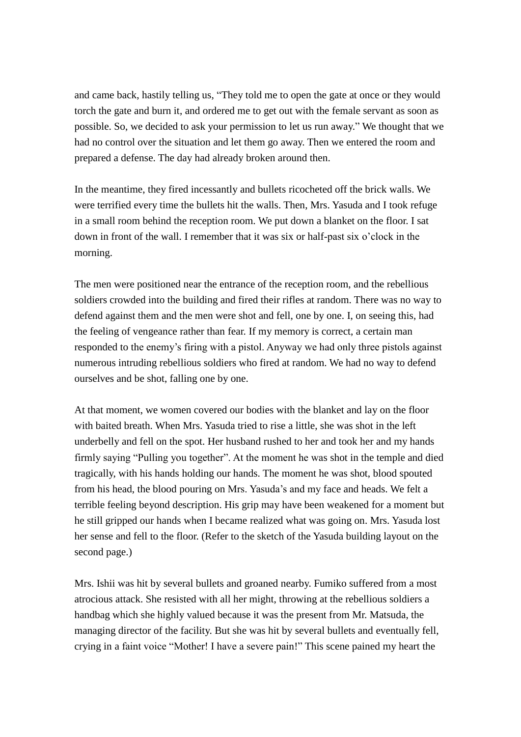and came back, hastily telling us, "They told me to open the gate at once or they would torch the gate and burn it, and ordered me to get out with the female servant as soon as possible. So, we decided to ask your permission to let us run away." We thought that we had no control over the situation and let them go away. Then we entered the room and prepared a defense. The day had already broken around then.

In the meantime, they fired incessantly and bullets ricocheted off the brick walls. We were terrified every time the bullets hit the walls. Then, Mrs. Yasuda and I took refuge in a small room behind the reception room. We put down a blanket on the floor. I sat down in front of the wall. I remember that it was six or half-past six o'clock in the morning.

The men were positioned near the entrance of the reception room, and the rebellious soldiers crowded into the building and fired their rifles at random. There was no way to defend against them and the men were shot and fell, one by one. I, on seeing this, had the feeling of vengeance rather than fear. If my memory is correct, a certain man responded to the enemy's firing with a pistol. Anyway we had only three pistols against numerous intruding rebellious soldiers who fired at random. We had no way to defend ourselves and be shot, falling one by one.

At that moment, we women covered our bodies with the blanket and lay on the floor with baited breath. When Mrs. Yasuda tried to rise a little, she was shot in the left underbelly and fell on the spot. Her husband rushed to her and took her and my hands firmly saying "Pulling you together". At the moment he was shot in the temple and died tragically, with his hands holding our hands. The moment he was shot, blood spouted from his head, the blood pouring on Mrs. Yasuda's and my face and heads. We felt a terrible feeling beyond description. His grip may have been weakened for a moment but he still gripped our hands when I became realized what was going on. Mrs. Yasuda lost her sense and fell to the floor. (Refer to the sketch of the Yasuda building layout on the second page.)

Mrs. Ishii was hit by several bullets and groaned nearby. Fumiko suffered from a most atrocious attack. She resisted with all her might, throwing at the rebellious soldiers a handbag which she highly valued because it was the present from Mr. Matsuda, the managing director of the facility. But she was hit by several bullets and eventually fell, crying in a faint voice "Mother! I have a severe pain!" This scene pained my heart the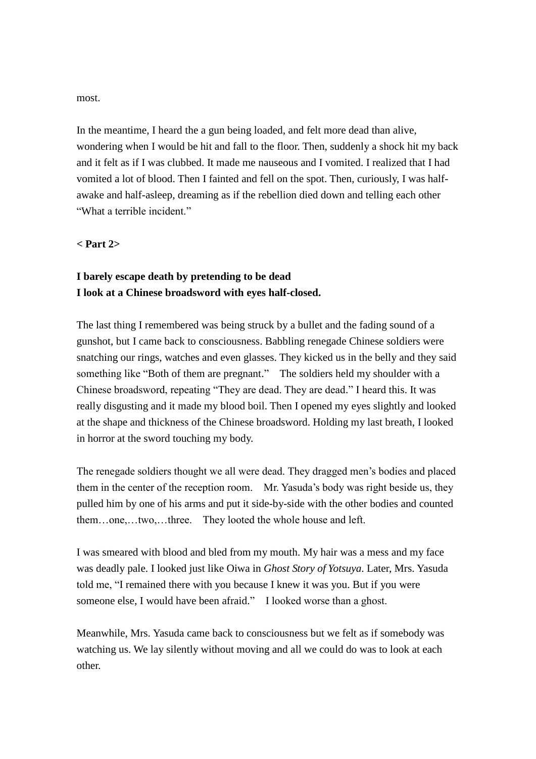most.

In the meantime, I heard the a gun being loaded, and felt more dead than alive, wondering when I would be hit and fall to the floor. Then, suddenly a shock hit my back and it felt as if I was clubbed. It made me nauseous and I vomited. I realized that I had vomited a lot of blood. Then I fainted and fell on the spot. Then, curiously, I was half-awake and half-asleep, dreaming as if the rebellion died down and telling each other "What a terrible incident."

**< Part 2>**

**I barely escape death by pretending to be dead**
**I look at a Chinese broadsword with eyes half-closed.**

The last thing I remembered was being struck by a bullet and the fading sound of a gunshot, but I came back to consciousness. Babbling renegade Chinese soldiers were snatching our rings, watches and even glasses. They kicked us in the belly and they said something like "Both of them are pregnant."　The soldiers held my shoulder with a Chinese broadsword, repeating "They are dead. They are dead." I heard this. It was really disgusting and it made my blood boil. Then I opened my eyes slightly and looked at the shape and thickness of the Chinese broadsword. Holding my last breath, I looked in horror at the sword touching my body.

The renegade soldiers thought we all were dead. They dragged men's bodies and placed them in the center of the reception room.　Mr. Yasuda's body was right beside us, they pulled him by one of his arms and put it side-by-side with the other bodies and counted them…one,…two,…three.　They looted the whole house and left.

I was smeared with blood and bled from my mouth. My hair was a mess and my face was deadly pale. I looked just like Oiwa in *Ghost Story of Yotsuya*. Later, Mrs. Yasuda told me, "I remained there with you because I knew it was you. But if you were someone else, I would have been afraid."　I looked worse than a ghost.

Meanwhile, Mrs. Yasuda came back to consciousness but we felt as if somebody was watching us. We lay silently without moving and all we could do was to look at each other.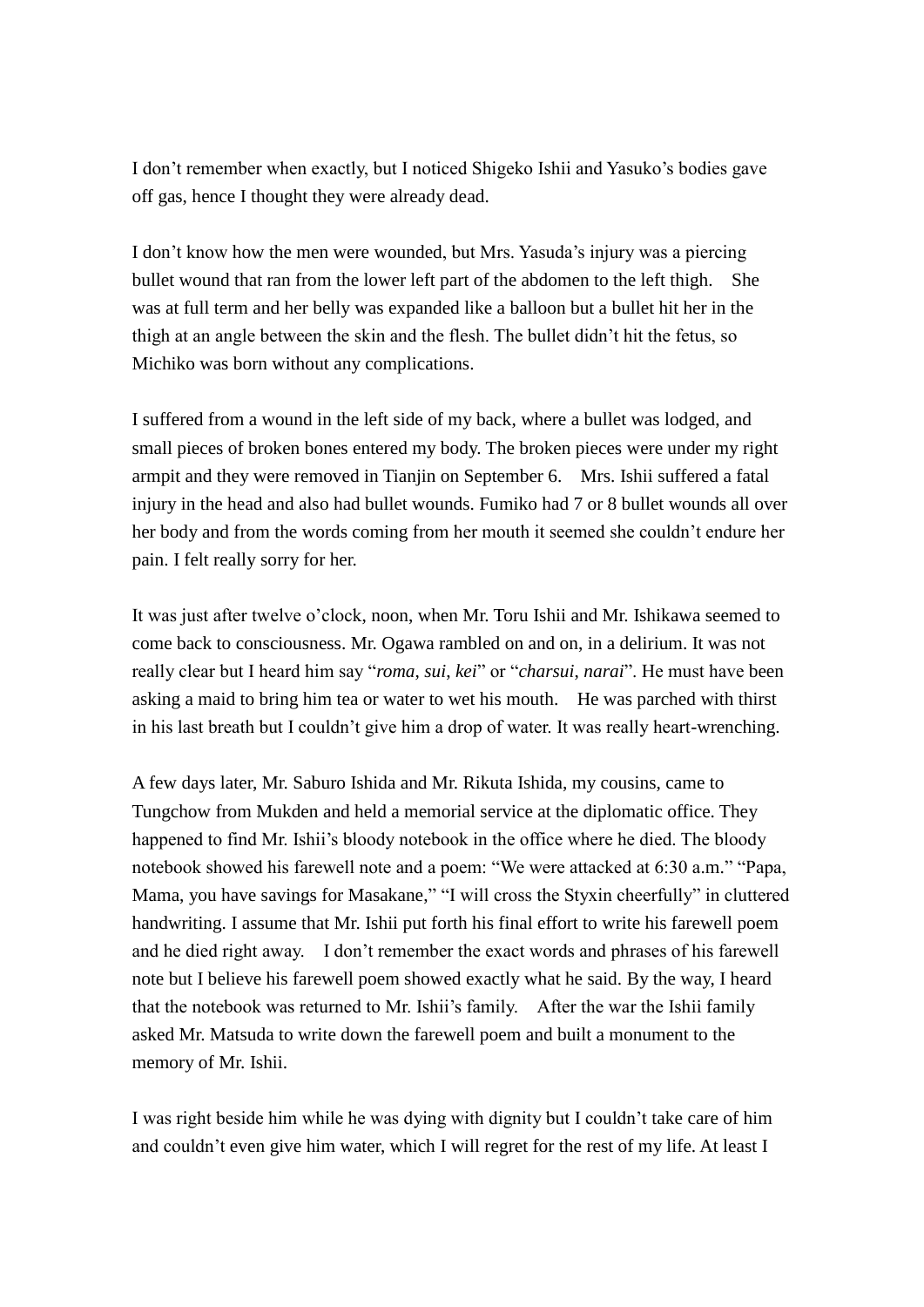I don't remember when exactly, but I noticed Shigeko Ishii and Yasuko's bodies gave off gas, hence I thought they were already dead.

I don't know how the men were wounded, but Mrs. Yasuda's injury was a piercing bullet wound that ran from the lower left part of the abdomen to the left thigh. She was at full term and her belly was expanded like a balloon but a bullet hit her in the thigh at an angle between the skin and the flesh. The bullet didn't hit the fetus, so Michiko was born without any complications.

I suffered from a wound in the left side of my back, where a bullet was lodged, and small pieces of broken bones entered my body. The broken pieces were under my right armpit and they were removed in Tianjin on September 6. Mrs. Ishii suffered a fatal injury in the head and also had bullet wounds. Fumiko had 7 or 8 bullet wounds all over her body and from the words coming from her mouth it seemed she couldn't endure her pain. I felt really sorry for her.

It was just after twelve o'clock, noon, when Mr. Toru Ishii and Mr. Ishikawa seemed to come back to consciousness. Mr. Ogawa rambled on and on, in a delirium. It was not really clear but I heard him say "*roma*, *sui*, *kei*" or "*charsui*, *narai*". He must have been asking a maid to bring him tea or water to wet his mouth. He was parched with thirst in his last breath but I couldn't give him a drop of water. It was really heart-wrenching.

A few days later, Mr. Saburo Ishida and Mr. Rikuta Ishida, my cousins, came to Tungchow from Mukden and held a memorial service at the diplomatic office. They happened to find Mr. Ishii's bloody notebook in the office where he died. The bloody notebook showed his farewell note and a poem: "We were attacked at 6:30 a.m." "Papa, Mama, you have savings for Masakane," "I will cross the Styxin cheerfully" in cluttered handwriting. I assume that Mr. Ishii put forth his final effort to write his farewell poem and he died right away. I don't remember the exact words and phrases of his farewell note but I believe his farewell poem showed exactly what he said. By the way, I heard that the notebook was returned to Mr. Ishii's family. After the war the Ishii family asked Mr. Matsuda to write down the farewell poem and built a monument to the memory of Mr. Ishii.

I was right beside him while he was dying with dignity but I couldn't take care of him and couldn't even give him water, which I will regret for the rest of my life. At least I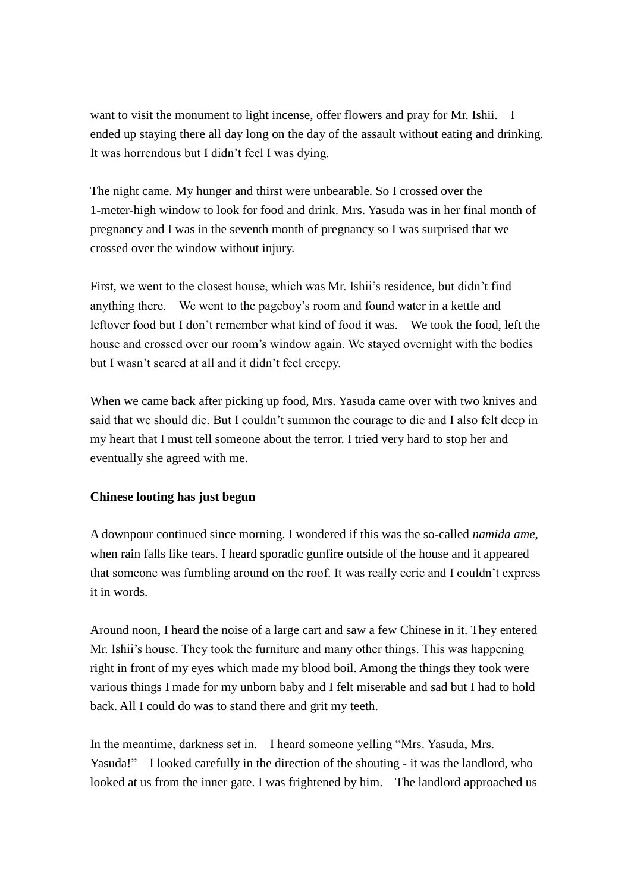want to visit the monument to light incense, offer flowers and pray for Mr. Ishii. I ended up staying there all day long on the day of the assault without eating and drinking. It was horrendous but I didn't feel I was dying.

The night came. My hunger and thirst were unbearable. So I crossed over the 1-meter-high window to look for food and drink. Mrs. Yasuda was in her final month of pregnancy and I was in the seventh month of pregnancy so I was surprised that we crossed over the window without injury.

First, we went to the closest house, which was Mr. Ishii's residence, but didn't find anything there. We went to the pageboy's room and found water in a kettle and leftover food but I don't remember what kind of food it was. We took the food, left the house and crossed over our room's window again. We stayed overnight with the bodies but I wasn't scared at all and it didn't feel creepy.

When we came back after picking up food, Mrs. Yasuda came over with two knives and said that we should die. But I couldn't summon the courage to die and I also felt deep in my heart that I must tell someone about the terror. I tried very hard to stop her and eventually she agreed with me.

**Chinese looting has just begun**

A downpour continued since morning. I wondered if this was the so-called *namida ame*, when rain falls like tears. I heard sporadic gunfire outside of the house and it appeared that someone was fumbling around on the roof. It was really eerie and I couldn't express it in words.

Around noon, I heard the noise of a large cart and saw a few Chinese in it. They entered Mr. Ishii's house. They took the furniture and many other things. This was happening right in front of my eyes which made my blood boil. Among the things they took were various things I made for my unborn baby and I felt miserable and sad but I had to hold back. All I could do was to stand there and grit my teeth.

In the meantime, darkness set in. I heard someone yelling "Mrs. Yasuda, Mrs. Yasuda!" I looked carefully in the direction of the shouting - it was the landlord, who looked at us from the inner gate. I was frightened by him. The landlord approached us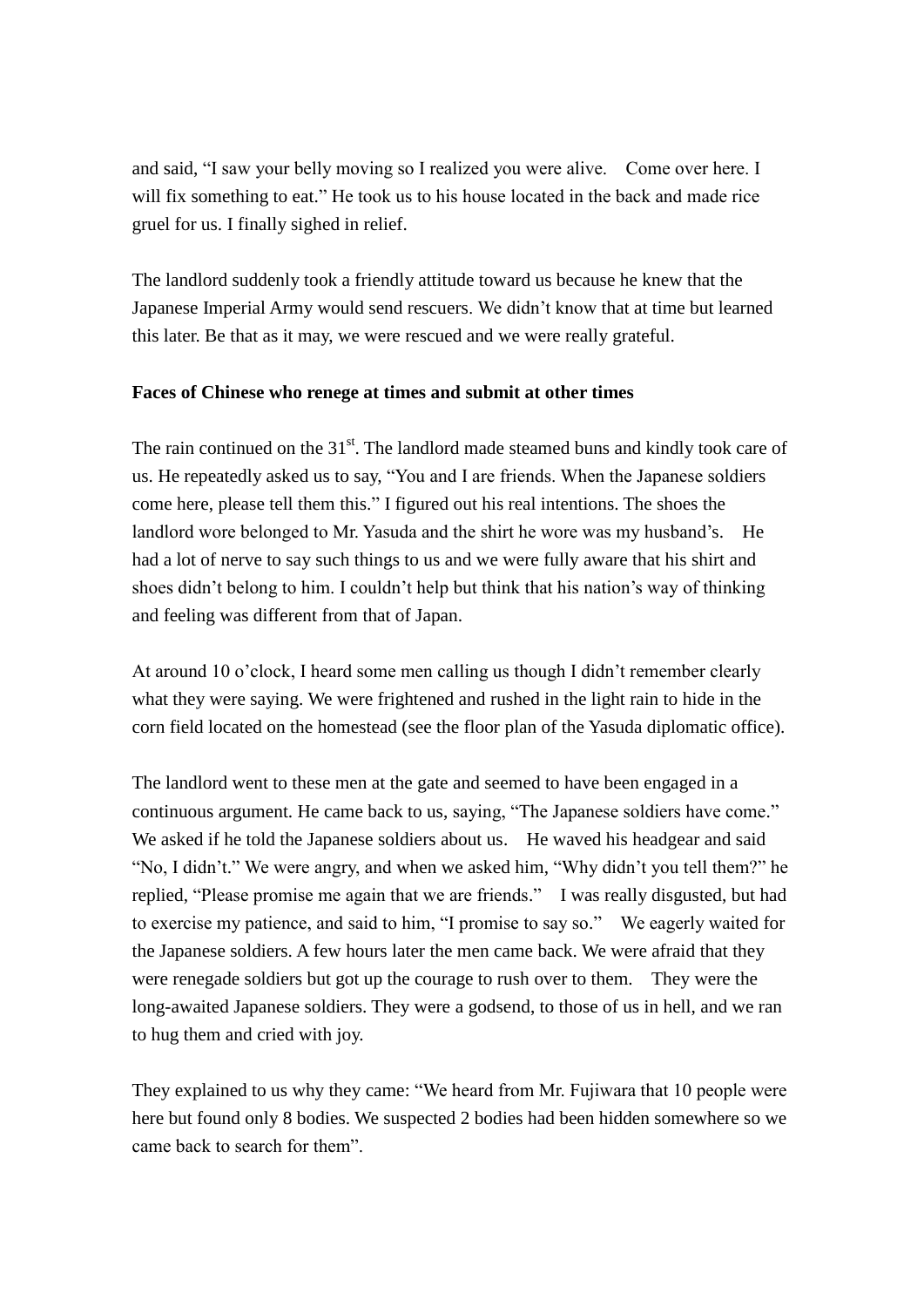and said, "I saw your belly moving so I realized you were alive. Come over here. I will fix something to eat." He took us to his house located in the back and made rice gruel for us. I finally sighed in relief.

The landlord suddenly took a friendly attitude toward us because he knew that the Japanese Imperial Army would send rescuers. We didn't know that at time but learned this later. Be that as it may, we were rescued and we were really grateful.

**Faces of Chinese who renege at times and submit at other times**

The rain continued on the 31st. The landlord made steamed buns and kindly took care of us. He repeatedly asked us to say, "You and I are friends. When the Japanese soldiers come here, please tell them this." I figured out his real intentions. The shoes the landlord wore belonged to Mr. Yasuda and the shirt he wore was my husband's. He had a lot of nerve to say such things to us and we were fully aware that his shirt and shoes didn't belong to him. I couldn't help but think that his nation's way of thinking and feeling was different from that of Japan.

At around 10 o'clock, I heard some men calling us though I didn't remember clearly what they were saying. We were frightened and rushed in the light rain to hide in the corn field located on the homestead (see the floor plan of the Yasuda diplomatic office).

The landlord went to these men at the gate and seemed to have been engaged in a continuous argument. He came back to us, saying, "The Japanese soldiers have come." We asked if he told the Japanese soldiers about us. He waved his headgear and said "No, I didn't." We were angry, and when we asked him, "Why didn't you tell them?" he replied, "Please promise me again that we are friends." I was really disgusted, but had to exercise my patience, and said to him, "I promise to say so." We eagerly waited for the Japanese soldiers. A few hours later the men came back. We were afraid that they were renegade soldiers but got up the courage to rush over to them. They were the long-awaited Japanese soldiers. They were a godsend, to those of us in hell, and we ran to hug them and cried with joy.

They explained to us why they came: "We heard from Mr. Fujiwara that 10 people were here but found only 8 bodies. We suspected 2 bodies had been hidden somewhere so we came back to search for them".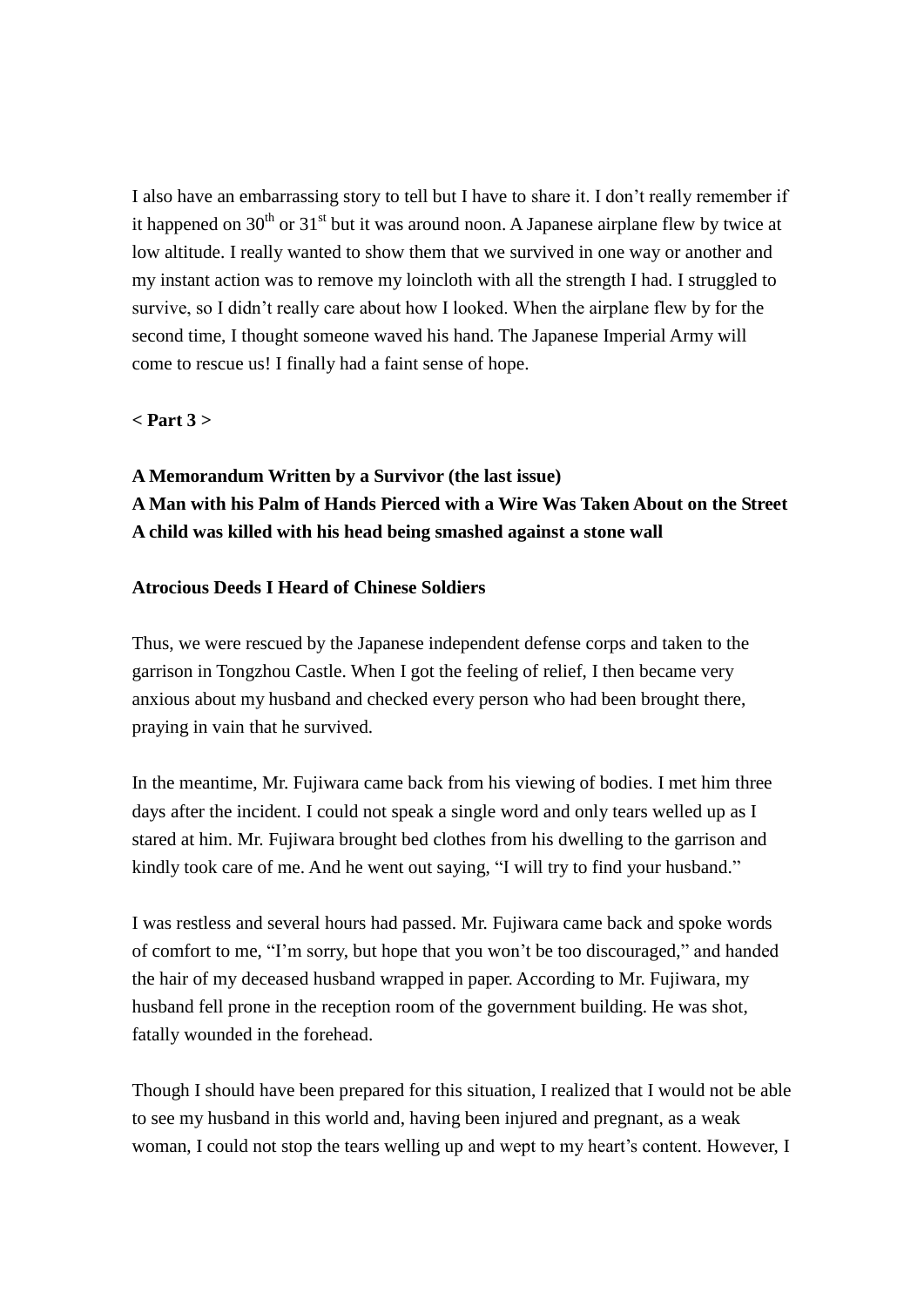I also have an embarrassing story to tell but I have to share it. I don't really remember if it happened on 30th or 31st but it was around noon. A Japanese airplane flew by twice at low altitude. I really wanted to show them that we survived in one way or another and my instant action was to remove my loincloth with all the strength I had. I struggled to survive, so I didn't really care about how I looked. When the airplane flew by for the second time, I thought someone waved his hand. The Japanese Imperial Army will come to rescue us! I finally had a faint sense of hope.

**< Part 3 >**

**A Memorandum Written by a Survivor (the last issue)**
**A Man with his Palm of Hands Pierced with a Wire Was Taken About on the Street**
**A child was killed with his head being smashed against a stone wall**

**Atrocious Deeds I Heard of Chinese Soldiers**

Thus, we were rescued by the Japanese independent defense corps and taken to the garrison in Tongzhou Castle. When I got the feeling of relief, I then became very anxious about my husband and checked every person who had been brought there, praying in vain that he survived.

In the meantime, Mr. Fujiwara came back from his viewing of bodies. I met him three days after the incident. I could not speak a single word and only tears welled up as I stared at him. Mr. Fujiwara brought bed clothes from his dwelling to the garrison and kindly took care of me. And he went out saying, "I will try to find your husband."

I was restless and several hours had passed. Mr. Fujiwara came back and spoke words of comfort to me, "I'm sorry, but hope that you won't be too discouraged," and handed the hair of my deceased husband wrapped in paper. According to Mr. Fujiwara, my husband fell prone in the reception room of the government building. He was shot, fatally wounded in the forehead.

Though I should have been prepared for this situation, I realized that I would not be able to see my husband in this world and, having been injured and pregnant, as a weak woman, I could not stop the tears welling up and wept to my heart's content. However, I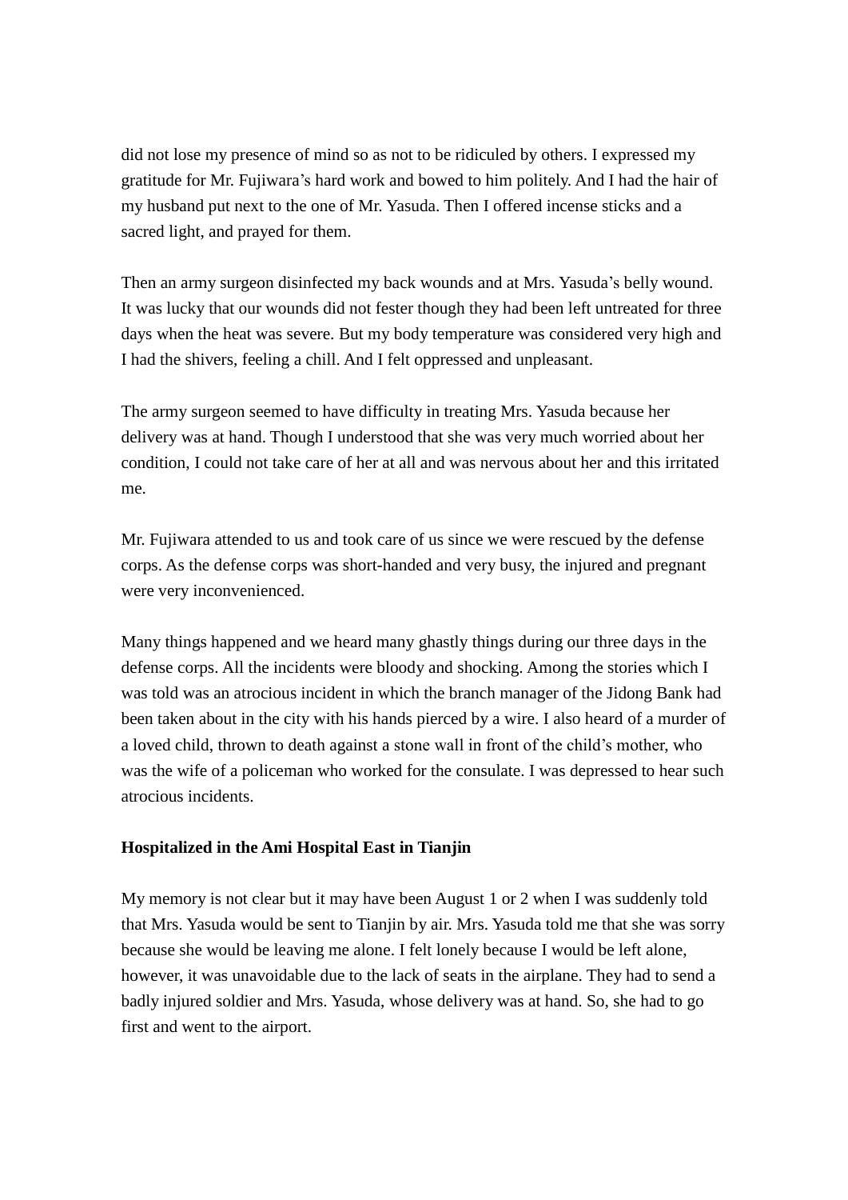did not lose my presence of mind so as not to be ridiculed by others. I expressed my gratitude for Mr. Fujiwara's hard work and bowed to him politely. And I had the hair of my husband put next to the one of Mr. Yasuda. Then I offered incense sticks and a sacred light, and prayed for them.

Then an army surgeon disinfected my back wounds and at Mrs. Yasuda's belly wound. It was lucky that our wounds did not fester though they had been left untreated for three days when the heat was severe. But my body temperature was considered very high and I had the shivers, feeling a chill. And I felt oppressed and unpleasant.

The army surgeon seemed to have difficulty in treating Mrs. Yasuda because her delivery was at hand. Though I understood that she was very much worried about her condition, I could not take care of her at all and was nervous about her and this irritated me.

Mr. Fujiwara attended to us and took care of us since we were rescued by the defense corps. As the defense corps was short-handed and very busy, the injured and pregnant were very inconvenienced.

Many things happened and we heard many ghastly things during our three days in the defense corps. All the incidents were bloody and shocking. Among the stories which I was told was an atrocious incident in which the branch manager of the Jidong Bank had been taken about in the city with his hands pierced by a wire. I also heard of a murder of a loved child, thrown to death against a stone wall in front of the child's mother, who was the wife of a policeman who worked for the consulate. I was depressed to hear such atrocious incidents.

**Hospitalized in the Ami Hospital East in Tianjin**

My memory is not clear but it may have been August 1 or 2 when I was suddenly told that Mrs. Yasuda would be sent to Tianjin by air. Mrs. Yasuda told me that she was sorry because she would be leaving me alone. I felt lonely because I would be left alone, however, it was unavoidable due to the lack of seats in the airplane. They had to send a badly injured soldier and Mrs. Yasuda, whose delivery was at hand. So, she had to go first and went to the airport.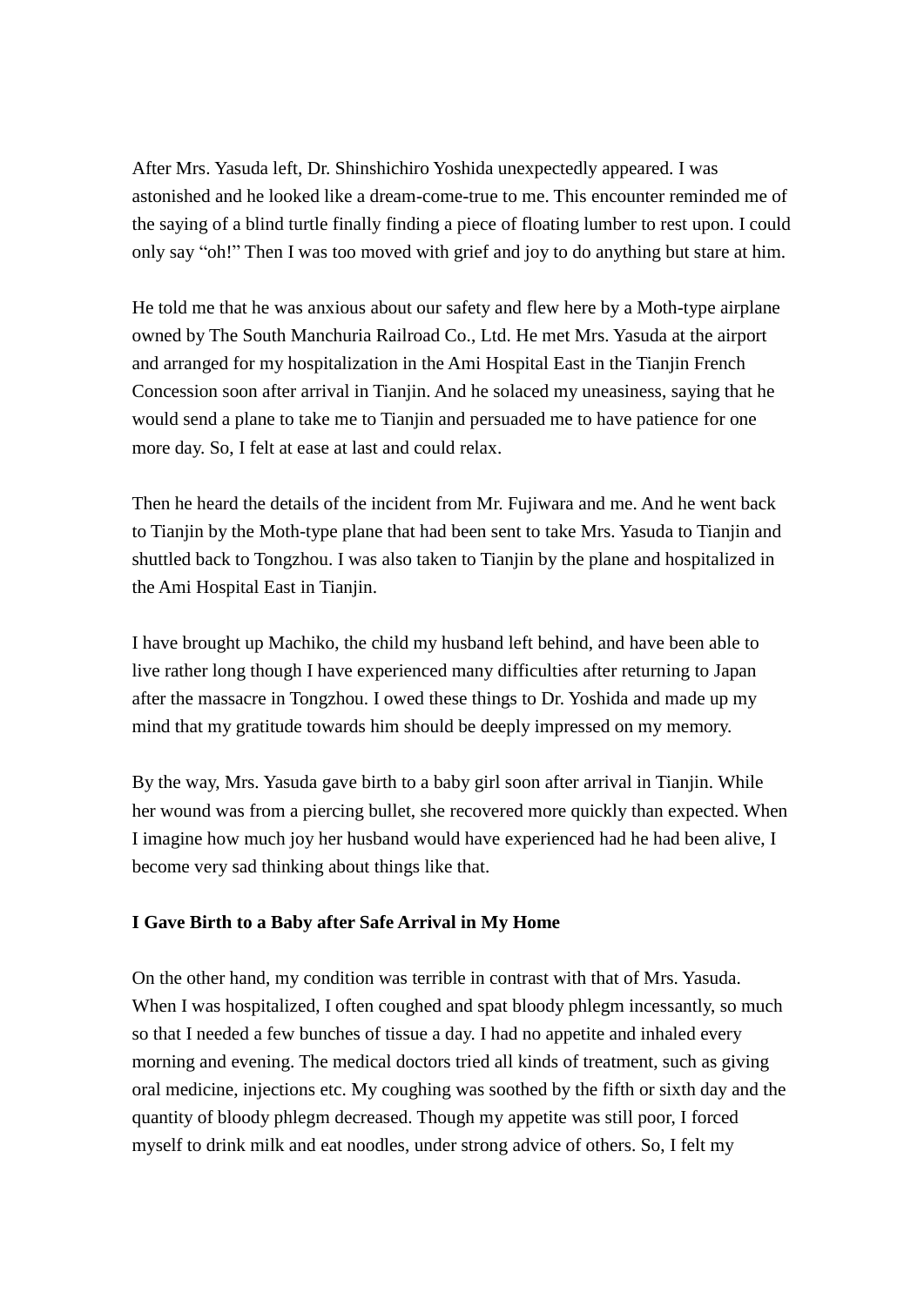After Mrs. Yasuda left, Dr. Shinshichiro Yoshida unexpectedly appeared. I was astonished and he looked like a dream-come-true to me. This encounter reminded me of the saying of a blind turtle finally finding a piece of floating lumber to rest upon. I could only say "oh!" Then I was too moved with grief and joy to do anything but stare at him.

He told me that he was anxious about our safety and flew here by a Moth-type airplane owned by The South Manchuria Railroad Co., Ltd. He met Mrs. Yasuda at the airport and arranged for my hospitalization in the Ami Hospital East in the Tianjin French Concession soon after arrival in Tianjin. And he solaced my uneasiness, saying that he would send a plane to take me to Tianjin and persuaded me to have patience for one more day. So, I felt at ease at last and could relax.

Then he heard the details of the incident from Mr. Fujiwara and me. And he went back to Tianjin by the Moth-type plane that had been sent to take Mrs. Yasuda to Tianjin and shuttled back to Tongzhou. I was also taken to Tianjin by the plane and hospitalized in the Ami Hospital East in Tianjin.

I have brought up Machiko, the child my husband left behind, and have been able to live rather long though I have experienced many difficulties after returning to Japan after the massacre in Tongzhou. I owed these things to Dr. Yoshida and made up my mind that my gratitude towards him should be deeply impressed on my memory.

By the way, Mrs. Yasuda gave birth to a baby girl soon after arrival in Tianjin. While her wound was from a piercing bullet, she recovered more quickly than expected. When I imagine how much joy her husband would have experienced had he had been alive, I become very sad thinking about things like that.

**I Gave Birth to a Baby after Safe Arrival in My Home**

On the other hand, my condition was terrible in contrast with that of Mrs. Yasuda. When I was hospitalized, I often coughed and spat bloody phlegm incessantly, so much so that I needed a few bunches of tissue a day. I had no appetite and inhaled every morning and evening. The medical doctors tried all kinds of treatment, such as giving oral medicine, injections etc. My coughing was soothed by the fifth or sixth day and the quantity of bloody phlegm decreased. Though my appetite was still poor, I forced myself to drink milk and eat noodles, under strong advice of others. So, I felt my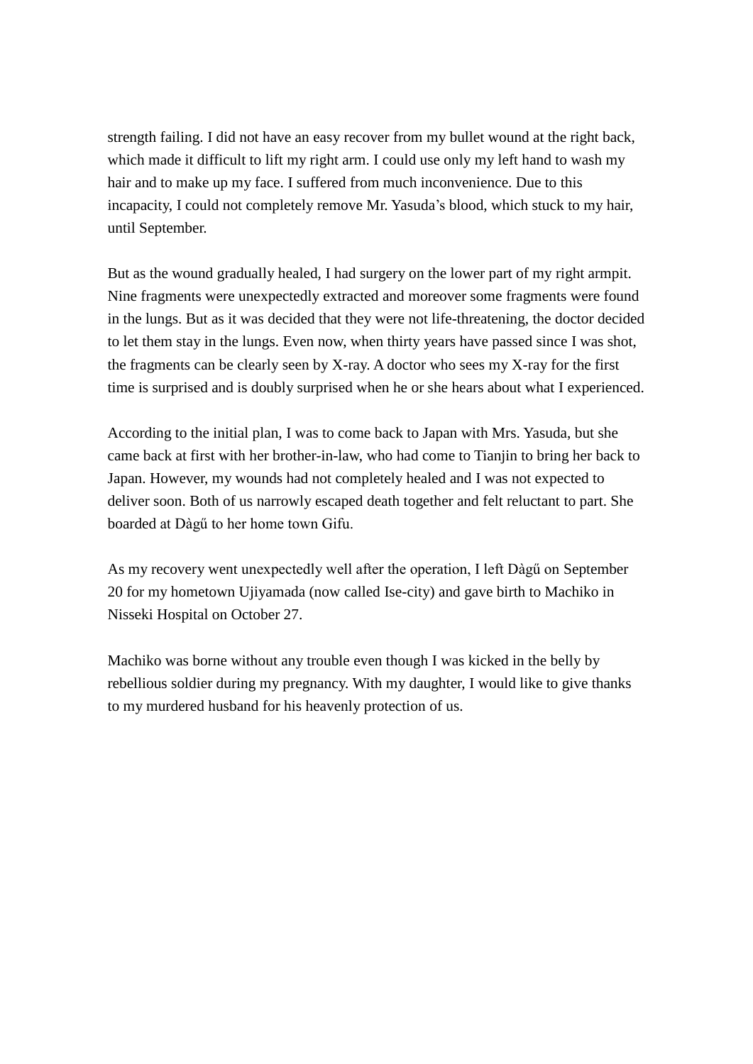strength failing. I did not have an easy recover from my bullet wound at the right back, which made it difficult to lift my right arm. I could use only my left hand to wash my hair and to make up my face. I suffered from much inconvenience. Due to this incapacity, I could not completely remove Mr. Yasuda's blood, which stuck to my hair, until September.

But as the wound gradually healed, I had surgery on the lower part of my right armpit. Nine fragments were unexpectedly extracted and moreover some fragments were found in the lungs. But as it was decided that they were not life-threatening, the doctor decided to let them stay in the lungs. Even now, when thirty years have passed since I was shot, the fragments can be clearly seen by X-ray. A doctor who sees my X-ray for the first time is surprised and is doubly surprised when he or she hears about what I experienced.

According to the initial plan, I was to come back to Japan with Mrs. Yasuda, but she came back at first with her brother-in-law, who had come to Tianjin to bring her back to Japan. However, my wounds had not completely healed and I was not expected to deliver soon. Both of us narrowly escaped death together and felt reluctant to part. She boarded at Dàgű to her home town Gifu.

As my recovery went unexpectedly well after the operation, I left Dàgű on September 20 for my hometown Ujiyamada (now called Ise-city) and gave birth to Machiko in Nisseki Hospital on October 27.

Machiko was borne without any trouble even though I was kicked in the belly by rebellious soldier during my pregnancy. With my daughter, I would like to give thanks to my murdered husband for his heavenly protection of us.